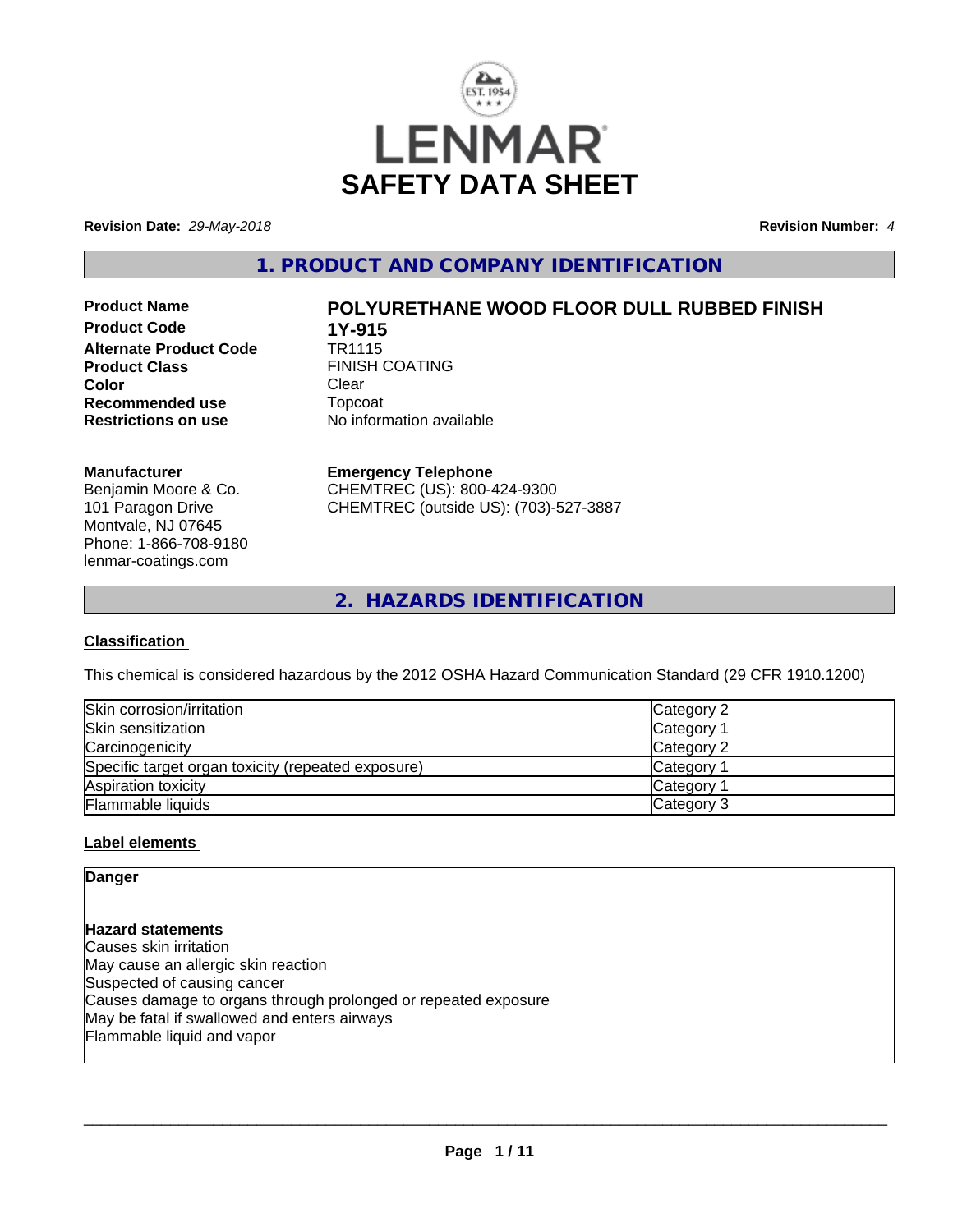# SAFETY DATA SHEET

**Revision Date:** *29-May-2018* **Revision Number:** *4*

## 1. PRODUCT AND COMPANY IDENTIFICATION

| | |
|---|---|
| **Product Name** | **POLYURETHANE WOOD FLOOR DULL RUBBED FINISH** |
| **Product Code** | **1Y-915** |
| **Alternate Product Code** | TR1115 |
| **Product Class** | FINISH COATING |
| **Color** | Clear |
| **Recommended use** | Topcoat |
| **Restrictions on use** | No information available |

**Manufacturer**
Benjamin Moore & Co.
101 Paragon Drive
Montvale, NJ 07645
Phone: 1-866-708-9180
lenmar-coatings.com

**Emergency Telephone**
CHEMTREC (US): 800-424-9300
CHEMTREC (outside US): (703)-527-3887

## 2. HAZARDS IDENTIFICATION

### Classification

This chemical is considered hazardous by the 2012 OSHA Hazard Communication Standard (29 CFR 1910.1200)

| | |
|---|---|
| Skin corrosion/irritation | Category 2 |
| Skin sensitization | Category 1 |
| Carcinogenicity | Category 2 |
| Specific target organ toxicity (repeated exposure) | Category 1 |
| Aspiration toxicity | Category 1 |
| Flammable liquids | Category 3 |

### Label elements

**Danger**

**Hazard statements**
Causes skin irritation
May cause an allergic skin reaction
Suspected of causing cancer
Causes damage to organs through prolonged or repeated exposure
May be fatal if swallowed and enters airways
Flammable liquid and vapor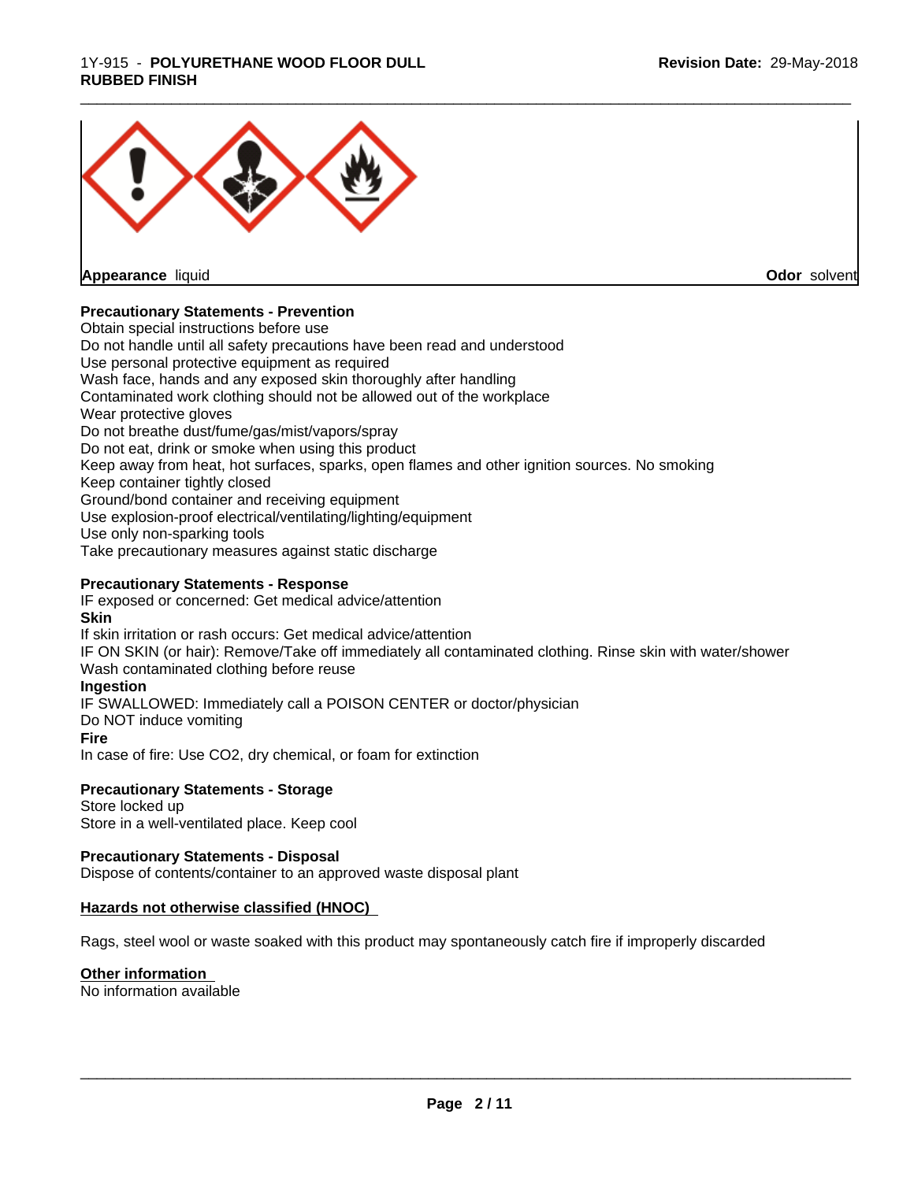**Appearance** liquid **Odor** solvent

**Precautionary Statements - Prevention**

Obtain special instructions before use
Do not handle until all safety precautions have been read and understood
Use personal protective equipment as required
Wash face, hands and any exposed skin thoroughly after handling
Contaminated work clothing should not be allowed out of the workplace
Wear protective gloves
Do not breathe dust/fume/gas/mist/vapors/spray
Do not eat, drink or smoke when using this product
Keep away from heat, hot surfaces, sparks, open flames and other ignition sources. No smoking
Keep container tightly closed
Ground/bond container and receiving equipment
Use explosion-proof electrical/ventilating/lighting/equipment
Use only non-sparking tools
Take precautionary measures against static discharge

**Precautionary Statements - Response**

IF exposed or concerned: Get medical advice/attention

**Skin**

If skin irritation or rash occurs: Get medical advice/attention
IF ON SKIN (or hair): Remove/Take off immediately all contaminated clothing. Rinse skin with water/shower
Wash contaminated clothing before reuse

**Ingestion**

IF SWALLOWED: Immediately call a POISON CENTER or doctor/physician
Do NOT induce vomiting

**Fire**

In case of fire: Use $CO_2$, dry chemical, or foam for extinction

**Precautionary Statements - Storage**

Store locked up
Store in a well-ventilated place. Keep cool

**Precautionary Statements - Disposal**

Dispose of contents/container to an approved waste disposal plant

**Hazards not otherwise classified (HNOC)**

Rags, steel wool or waste soaked with this product may spontaneously catch fire if improperly discarded

**Other information**

No information available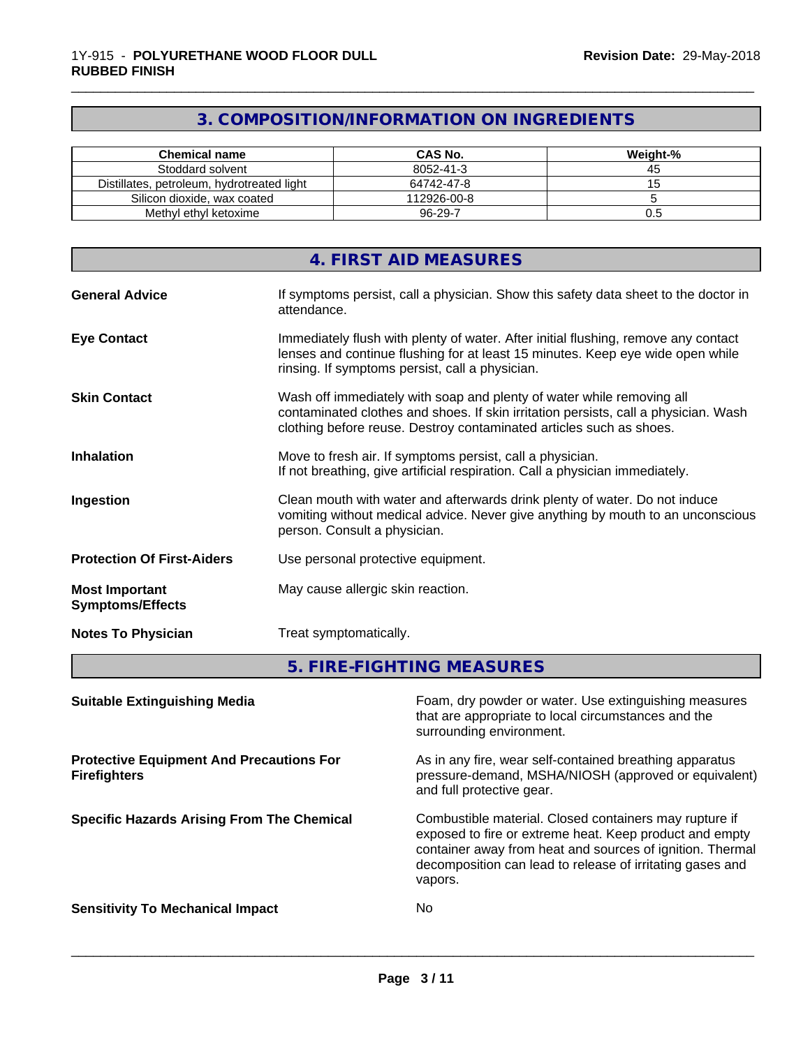## 3. COMPOSITION/INFORMATION ON INGREDIENTS

| Chemical name | CAS No. | Weight-% |
|---|---|---|
| Stoddard solvent | 8052-41-3 | 45 |
| Distillates, petroleum, hydrotreated light | 64742-47-8 | 15 |
| Silicon dioxide, wax coated | 112926-00-8 | 5 |
| Methyl ethyl ketoxime | 96-29-7 | 0.5 |

## 4. FIRST AID MEASURES

**General Advice**
If symptoms persist, call a physician. Show this safety data sheet to the doctor in attendance.

**Eye Contact**
Immediately flush with plenty of water. After initial flushing, remove any contact lenses and continue flushing for at least 15 minutes. Keep eye wide open while rinsing. If symptoms persist, call a physician.

**Skin Contact**
Wash off immediately with soap and plenty of water while removing all contaminated clothes and shoes. If skin irritation persists, call a physician. Wash clothing before reuse. Destroy contaminated articles such as shoes.

**Inhalation**
Move to fresh air. If symptoms persist, call a physician.
If not breathing, give artificial respiration. Call a physician immediately.

**Ingestion**
Clean mouth with water and afterwards drink plenty of water. Do not induce vomiting without medical advice. Never give anything by mouth to an unconscious person. Consult a physician.

**Protection Of First-Aiders**
Use personal protective equipment.

**Most Important Symptoms/Effects**
May cause allergic skin reaction.

**Notes To Physician**
Treat symptomatically.

## 5. FIRE-FIGHTING MEASURES

**Suitable Extinguishing Media**
Foam, dry powder or water. Use extinguishing measures that are appropriate to local circumstances and the surrounding environment.

**Protective Equipment And Precautions For Firefighters**
As in any fire, wear self-contained breathing apparatus pressure-demand, MSHA/NIOSH (approved or equivalent) and full protective gear.

**Specific Hazards Arising From The Chemical**
Combustible material. Closed containers may rupture if exposed to fire or extreme heat. Keep product and empty container away from heat and sources of ignition. Thermal decomposition can lead to release of irritating gases and vapors.

**Sensitivity To Mechanical Impact**
No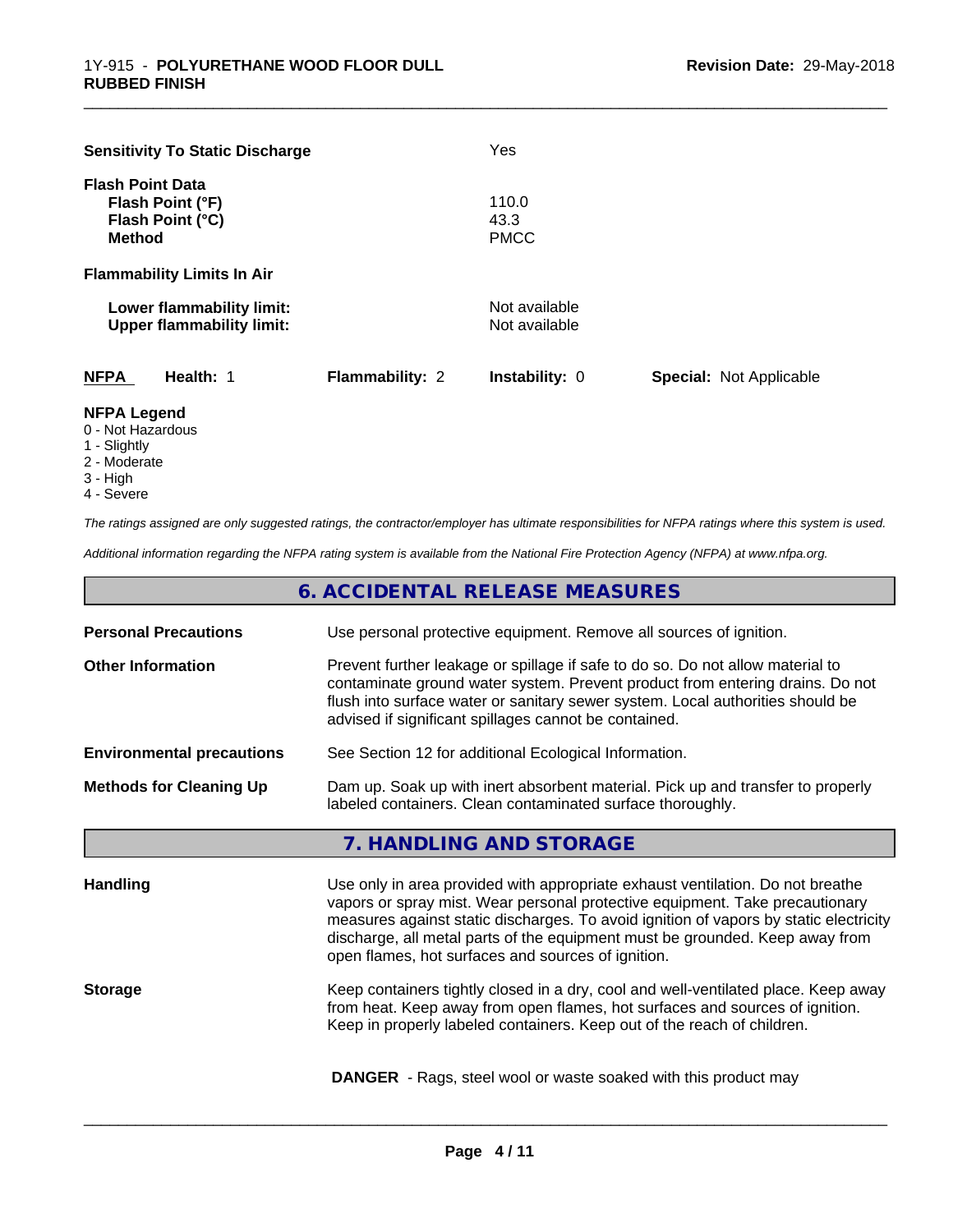| | |
|---|---|
| **Sensitivity To Static Discharge** | Yes |
| **Flash Point Data** | |
| **Flash Point (°F)** | 110.0 |
| **Flash Point (°C)** | 43.3 |
| **Method** | PMCC |
| **Flammability Limits In Air** | |
| **Lower flammability limit:** | Not available |
| **Upper flammability limit:** | Not available |

| **NFPA** | **Health:** 1 | **Flammability:** 2 | **Instability:** 0 | **Special:** Not Applicable |
|---|---|---|---|---|

**NFPA Legend**
- 0 - Not Hazardous
- 1 - Slightly
- 2 - Moderate
- 3 - High
- 4 - Severe

*The ratings assigned are only suggested ratings, the contractor/employer has ultimate responsibilities for NFPA ratings where this system is used.*

*Additional information regarding the NFPA rating system is available from the National Fire Protection Agency (NFPA) at www.nfpa.org.*

## 6. ACCIDENTAL RELEASE MEASURES

| | |
|---|---|
| **Personal Precautions** | Use personal protective equipment. Remove all sources of ignition. |
| **Other Information** | Prevent further leakage or spillage if safe to do so. Do not allow material to contaminate ground water system. Prevent product from entering drains. Do not flush into surface water or sanitary sewer system. Local authorities should be advised if significant spillages cannot be contained. |
| **Environmental precautions** | See Section 12 for additional Ecological Information. |
| **Methods for Cleaning Up** | Dam up. Soak up with inert absorbent material. Pick up and transfer to properly labeled containers. Clean contaminated surface thoroughly. |

## 7. HANDLING AND STORAGE

| | |
|---|---|
| **Handling** | Use only in area provided with appropriate exhaust ventilation. Do not breathe vapors or spray mist. Wear personal protective equipment. Take precautionary measures against static discharges. To avoid ignition of vapors by static electricity discharge, all metal parts of the equipment must be grounded. Keep away from open flames, hot surfaces and sources of ignition. |
| **Storage** | Keep containers tightly closed in a dry, cool and well-ventilated place. Keep away from heat. Keep away from open flames, hot surfaces and sources of ignition. Keep in properly labeled containers. Keep out of the reach of children. |

**DANGER** - Rags, steel wool or waste soaked with this product may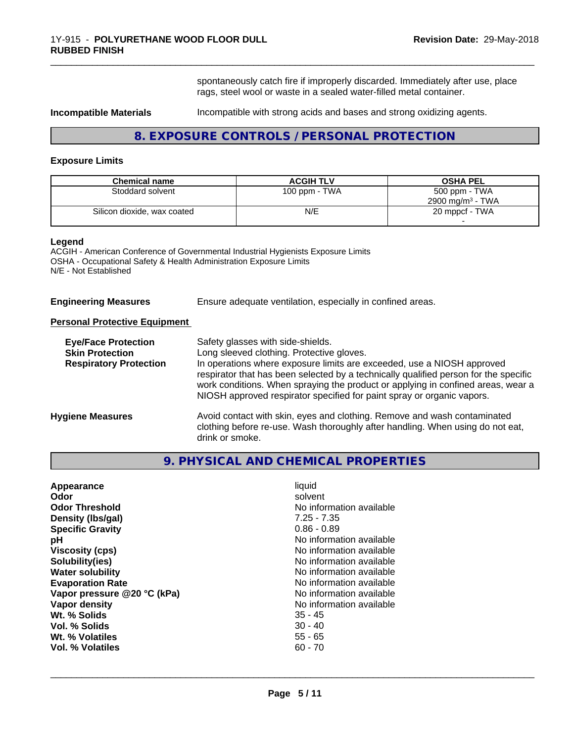spontaneously catch fire if improperly discarded. Immediately after use, place rags, steel wool or waste in a sealed water-filled metal container.

**Incompatible Materials** Incompatible with strong acids and bases and strong oxidizing agents.

## 8. EXPOSURE CONTROLS / PERSONAL PROTECTION

### Exposure Limits

| Chemical name | ACGIH TLV | OSHA PEL |
|---|---|---|
| Stoddard solvent | 100 ppm - TWA | 500 ppm - TWA<br>2900 mg/m³ - TWA |
| Silicon dioxide, wax coated | N/E | 20 mppcf - TWA<br>- |

**Legend**
ACGIH - American Conference of Governmental Industrial Hygienists Exposure Limits
OSHA - Occupational Safety & Health Administration Exposure Limits
N/E - Not Established

**Engineering Measures** Ensure adequate ventilation, especially in confined areas.

**Personal Protective Equipment**

**Eye/Face Protection** Safety glasses with side-shields.
**Skin Protection** Long sleeved clothing. Protective gloves.
**Respiratory Protection** In operations where exposure limits are exceeded, use a NIOSH approved respirator that has been selected by a technically qualified person for the specific work conditions. When spraying the product or applying in confined areas, wear a NIOSH approved respirator specified for paint spray or organic vapors.

**Hygiene Measures** Avoid contact with skin, eyes and clothing. Remove and wash contaminated clothing before re-use. Wash thoroughly after handling. When using do not eat, drink or smoke.

## 9. PHYSICAL AND CHEMICAL PROPERTIES

| | |
|---|---|
| **Appearance** | liquid |
| **Odor** | solvent |
| **Odor Threshold** | No information available |
| **Density (lbs/gal)** | 7.25 - 7.35 |
| **Specific Gravity** | 0.86 - 0.89 |
| **pH** | No information available |
| **Viscosity (cps)** | No information available |
| **Solubility(ies)** | No information available |
| **Water solubility** | No information available |
| **Evaporation Rate** | No information available |
| **Vapor pressure @20 °C (kPa)** | No information available |
| **Vapor density** | No information available |
| **Wt. % Solids** | 35 - 45 |
| **Vol. % Solids** | 30 - 40 |
| **Wt. % Volatiles** | 55 - 65 |
| **Vol. % Volatiles** | 60 - 70 |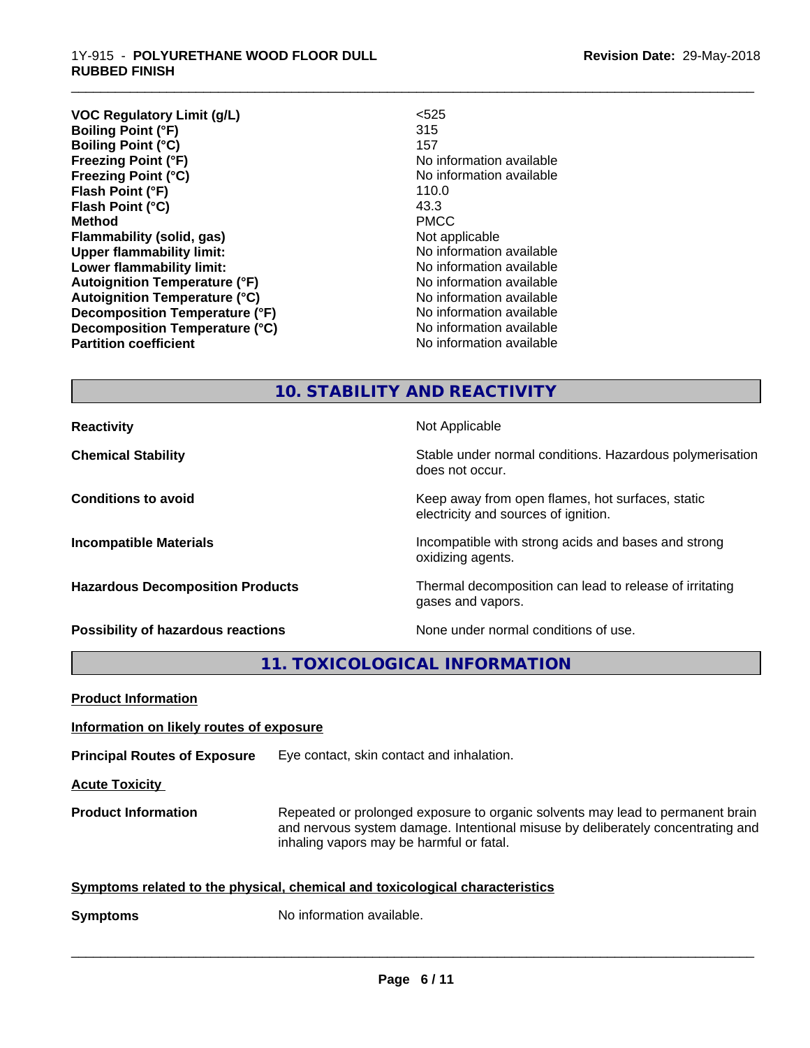| | |
|---|---|
| **VOC Regulatory Limit (g/L)** | <525 |
| **Boiling Point (°F)** | 315 |
| **Boiling Point (°C)** | 157 |
| **Freezing Point (°F)** | No information available |
| **Freezing Point (°C)** | No information available |
| **Flash Point (°F)** | 110.0 |
| **Flash Point (°C)** | 43.3 |
| **Method** | PMCC |
| **Flammability (solid, gas)** | Not applicable |
| **Upper flammability limit:** | No information available |
| **Lower flammability limit:** | No information available |
| **Autoignition Temperature (°F)** | No information available |
| **Autoignition Temperature (°C)** | No information available |
| **Decomposition Temperature (°F)** | No information available |
| **Decomposition Temperature (°C)** | No information available |
| **Partition coefficient** | No information available |

## 10. STABILITY AND REACTIVITY

| | |
|---|---|
| **Reactivity** | Not Applicable |
| **Chemical Stability** | Stable under normal conditions. Hazardous polymerisation does not occur. |
| **Conditions to avoid** | Keep away from open flames, hot surfaces, static electricity and sources of ignition. |
| **Incompatible Materials** | Incompatible with strong acids and bases and strong oxidizing agents. |
| **Hazardous Decomposition Products** | Thermal decomposition can lead to release of irritating gases and vapors. |
| **Possibility of hazardous reactions** | None under normal conditions of use. |

## 11. TOXICOLOGICAL INFORMATION

**Product Information**

**Information on likely routes of exposure**

**Principal Routes of Exposure** Eye contact, skin contact and inhalation.

**Acute Toxicity**

**Product Information** Repeated or prolonged exposure to organic solvents may lead to permanent brain and nervous system damage. Intentional misuse by deliberately concentrating and inhaling vapors may be harmful or fatal.

**Symptoms related to the physical, chemical and toxicological characteristics**

**Symptoms** No information available.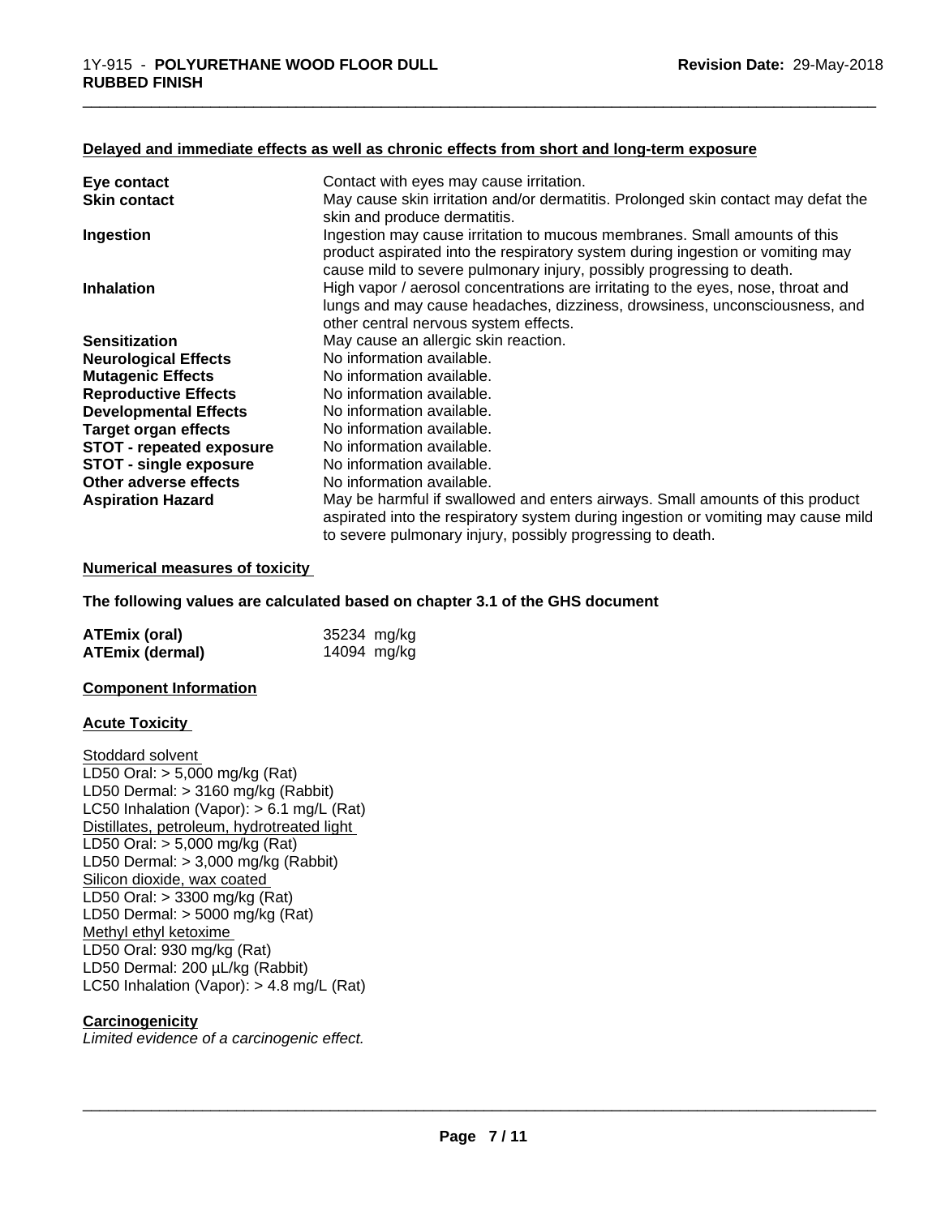#### Delayed and immediate effects as well as chronic effects from short and long-term exposure

| | |
|---|---|
| **Eye contact** | Contact with eyes may cause irritation. |
| **Skin contact** | May cause skin irritation and/or dermatitis. Prolonged skin contact may defat the skin and produce dermatitis. |
| **Ingestion** | Ingestion may cause irritation to mucous membranes. Small amounts of this product aspirated into the respiratory system during ingestion or vomiting may cause mild to severe pulmonary injury, possibly progressing to death. |
| **Inhalation** | High vapor / aerosol concentrations are irritating to the eyes, nose, throat and lungs and may cause headaches, dizziness, drowsiness, unconsciousness, and other central nervous system effects. |
| **Sensitization** | May cause an allergic skin reaction. |
| **Neurological Effects** | No information available. |
| **Mutagenic Effects** | No information available. |
| **Reproductive Effects** | No information available. |
| **Developmental Effects** | No information available. |
| **Target organ effects** | No information available. |
| **STOT - repeated exposure** | No information available. |
| **STOT - single exposure** | No information available. |
| **Other adverse effects** | No information available. |
| **Aspiration Hazard** | May be harmful if swallowed and enters airways. Small amounts of this product aspirated into the respiratory system during ingestion or vomiting may cause mild to severe pulmonary injury, possibly progressing to death. |

#### Numerical measures of toxicity

**The following values are calculated based on chapter 3.1 of the GHS document**

| | |
|---|---|
| **ATEmix (oral)** | 35234 mg/kg |
| **ATEmix (dermal)** | 14094 mg/kg |

#### Component Information

#### Acute Toxicity

Stoddard solvent
LD50 Oral: > 5,000 mg/kg (Rat)
LD50 Dermal: > 3160 mg/kg (Rabbit)
LC50 Inhalation (Vapor): > 6.1 mg/L (Rat)
Distillates, petroleum, hydrotreated light
LD50 Oral: > 5,000 mg/kg (Rat)
LD50 Dermal: > 3,000 mg/kg (Rabbit)
Silicon dioxide, wax coated
LD50 Oral: > 3300 mg/kg (Rat)
LD50 Dermal: > 5000 mg/kg (Rat)
Methyl ethyl ketoxime
LD50 Oral: 930 mg/kg (Rat)
LD50 Dermal: 200 µL/kg (Rabbit)
LC50 Inhalation (Vapor): > 4.8 mg/L (Rat)

#### Carcinogenicity

*Limited evidence of a carcinogenic effect.*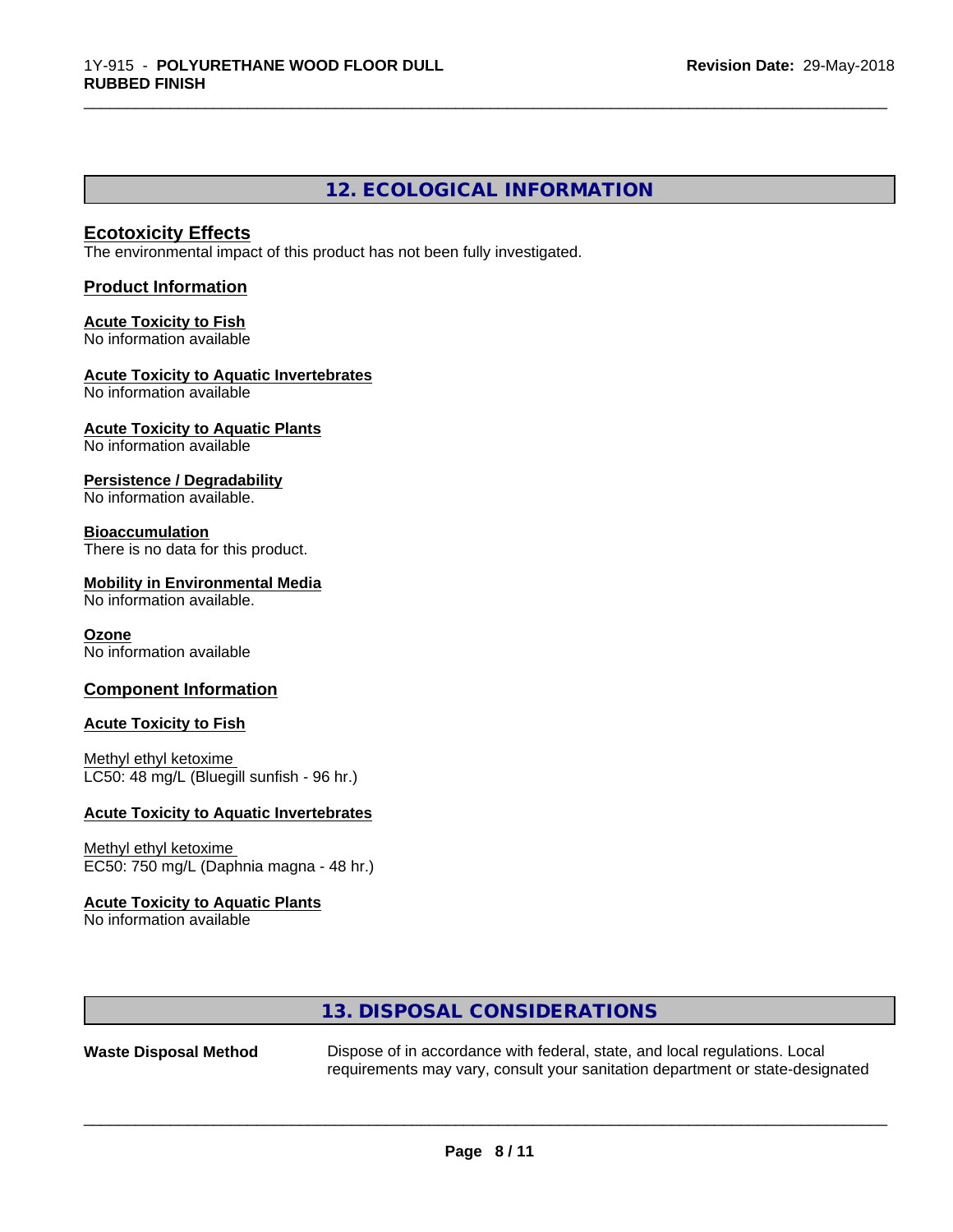## 12. ECOLOGICAL INFORMATION

### Ecotoxicity Effects

The environmental impact of this product has not been fully investigated.

### Product Information

**Acute Toxicity to Fish**
No information available

**Acute Toxicity to Aquatic Invertebrates**
No information available

**Acute Toxicity to Aquatic Plants**
No information available

**Persistence / Degradability**
No information available.

**Bioaccumulation**
There is no data for this product.

**Mobility in Environmental Media**
No information available.

**Ozone**
No information available

### Component Information

**Acute Toxicity to Fish**

Methyl ethyl ketoxime
LC50: 48 mg/L (Bluegill sunfish - 96 hr.)

**Acute Toxicity to Aquatic Invertebrates**

Methyl ethyl ketoxime
EC50: 750 mg/L (Daphnia magna - 48 hr.)

**Acute Toxicity to Aquatic Plants**
No information available

## 13. DISPOSAL CONSIDERATIONS

**Waste Disposal Method** Dispose of in accordance with federal, state, and local regulations. Local requirements may vary, consult your sanitation department or state-designated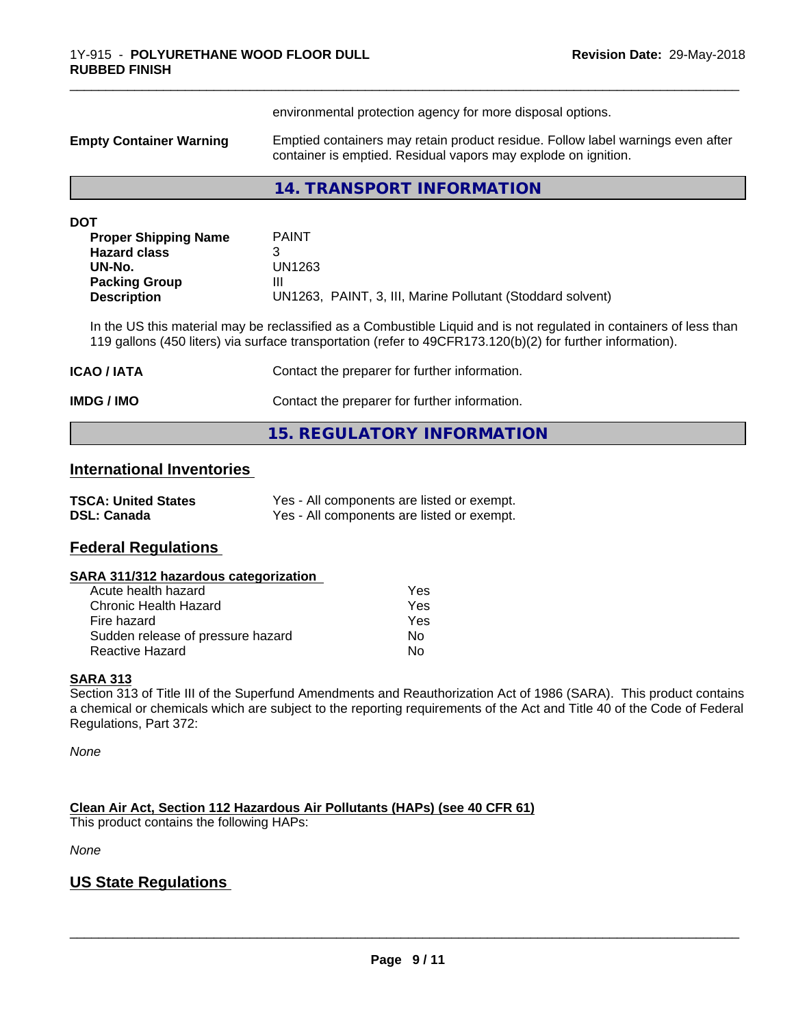environmental protection agency for more disposal options.

| | |
|---|---|
| **Empty Container Warning** | Emptied containers may retain product residue. Follow label warnings even after container is emptied. Residual vapors may explode on ignition. |

## 14. TRANSPORT INFORMATION

**DOT**

| | |
|---|---|
| **Proper Shipping Name** | PAINT |
| **Hazard class** | 3 |
| **UN-No.** | UN1263 |
| **Packing Group** | III |
| **Description** | UN1263, PAINT, 3, III, Marine Pollutant (Stoddard solvent) |

In the US this material may be reclassified as a Combustible Liquid and is not regulated in containers of less than 119 gallons (450 liters) via surface transportation (refer to 49CFR173.120(b)(2) for further information).

| | |
|---|---|
| **ICAO / IATA** | Contact the preparer for further information. |
| **IMDG / IMO** | Contact the preparer for further information. |

## 15. REGULATORY INFORMATION

### International Inventories

| | |
|---|---|
| **TSCA: United States** | Yes - All components are listed or exempt. |
| **DSL: Canada** | Yes - All components are listed or exempt. |

### Federal Regulations

**SARA 311/312 hazardous categorization**

| | |
|---|---|
| Acute health hazard | Yes |
| Chronic Health Hazard | Yes |
| Fire hazard | Yes |
| Sudden release of pressure hazard | No |
| Reactive Hazard | No |

**SARA 313**

Section 313 of Title III of the Superfund Amendments and Reauthorization Act of 1986 (SARA). This product contains a chemical or chemicals which are subject to the reporting requirements of the Act and Title 40 of the Code of Federal Regulations, Part 372:

*None*

**Clean Air Act, Section 112 Hazardous Air Pollutants (HAPs) (see 40 CFR 61)**

This product contains the following HAPs:

*None*

### US State Regulations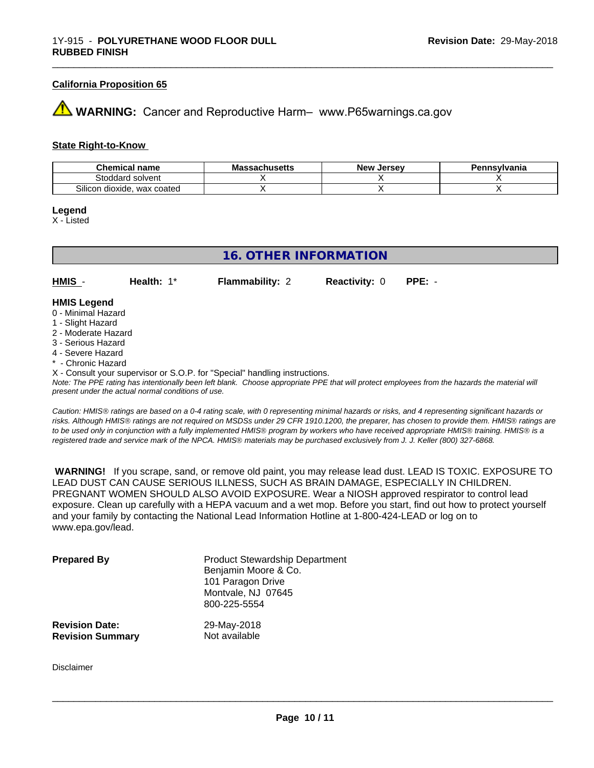### California Proposition 65

⚠ **WARNING:** Cancer and Reproductive Harm– www.P65warnings.ca.gov

### State Right-to-Know

| Chemical name | Massachusetts | New Jersey | Pennsylvania |
|---|---|---|---|
| Stoddard solvent | X | X | X |
| Silicon dioxide, wax coated | X | X | X |

**Legend**
X - Listed

## 16. OTHER INFORMATION

**HMIS** - **Health:** 1* **Flammability:** 2 **Reactivity:** 0 **PPE:** -

**HMIS Legend**
0 - Minimal Hazard
1 - Slight Hazard
2 - Moderate Hazard
3 - Serious Hazard
4 - Severe Hazard
* - Chronic Hazard
X - Consult your supervisor or S.O.P. for "Special" handling instructions.

*Note: The PPE rating has intentionally been left blank. Choose appropriate PPE that will protect employees from the hazards the material will present under the actual normal conditions of use.*

*Caution: HMIS® ratings are based on a 0-4 rating scale, with 0 representing minimal hazards or risks, and 4 representing significant hazards or risks. Although HMIS® ratings are not required on MSDSs under 29 CFR 1910.1200, the preparer, has chosen to provide them. HMIS® ratings are to be used only in conjunction with a fully implemented HMIS® program by workers who have received appropriate HMIS® training. HMIS® is a registered trade and service mark of the NPCA. HMIS® materials may be purchased exclusively from J. J. Keller (800) 327-6868.*

**WARNING!** If you scrape, sand, or remove old paint, you may release lead dust. LEAD IS TOXIC. EXPOSURE TO LEAD DUST CAN CAUSE SERIOUS ILLNESS, SUCH AS BRAIN DAMAGE, ESPECIALLY IN CHILDREN. PREGNANT WOMEN SHOULD ALSO AVOID EXPOSURE. Wear a NIOSH approved respirator to control lead exposure. Clean up carefully with a HEPA vacuum and a wet mop. Before you start, find out how to protect yourself and your family by contacting the National Lead Information Hotline at 1-800-424-LEAD or log on to www.epa.gov/lead.

**Prepared By** Product Stewardship Department
Benjamin Moore & Co.
101 Paragon Drive
Montvale, NJ 07645
800-225-5554

**Revision Date:** 29-May-2018
**Revision Summary** Not available

Disclaimer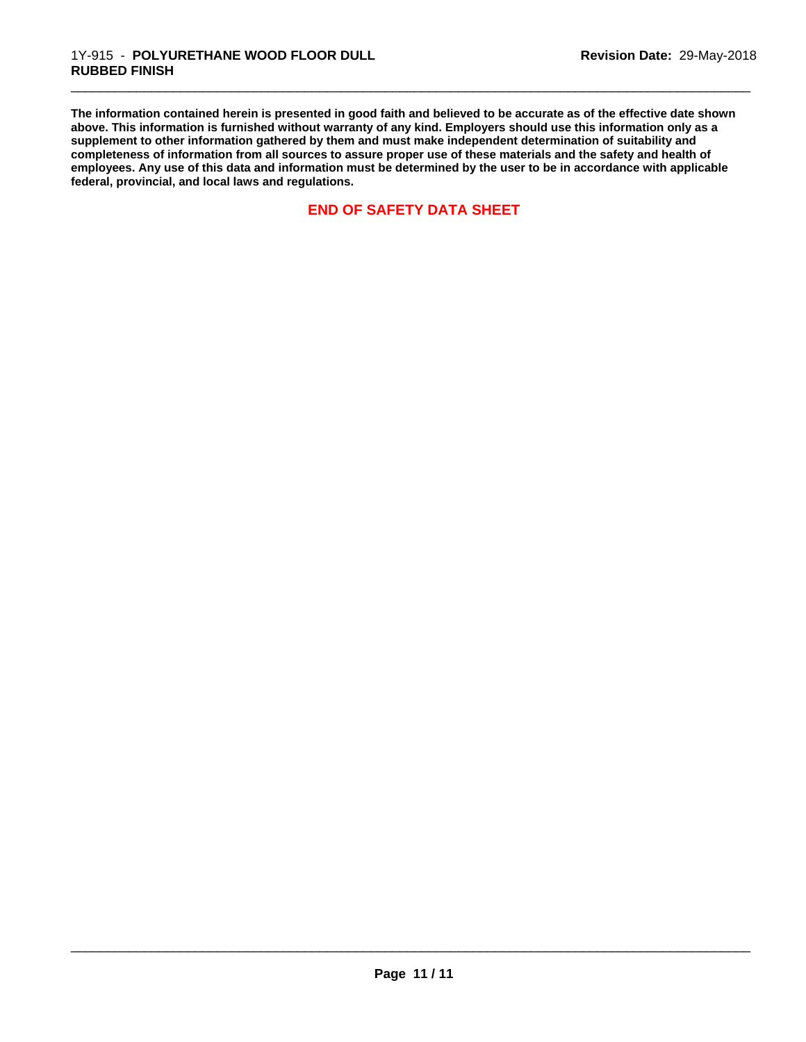**The information contained herein is presented in good faith and believed to be accurate as of the effective date shown above. This information is furnished without warranty of any kind. Employers should use this information only as a supplement to other information gathered by them and must make independent determination of suitability and completeness of information from all sources to assure proper use of these materials and the safety and health of employees. Any use of this data and information must be determined by the user to be in accordance with applicable federal, provincial, and local laws and regulations.**

**END OF SAFETY DATA SHEET**